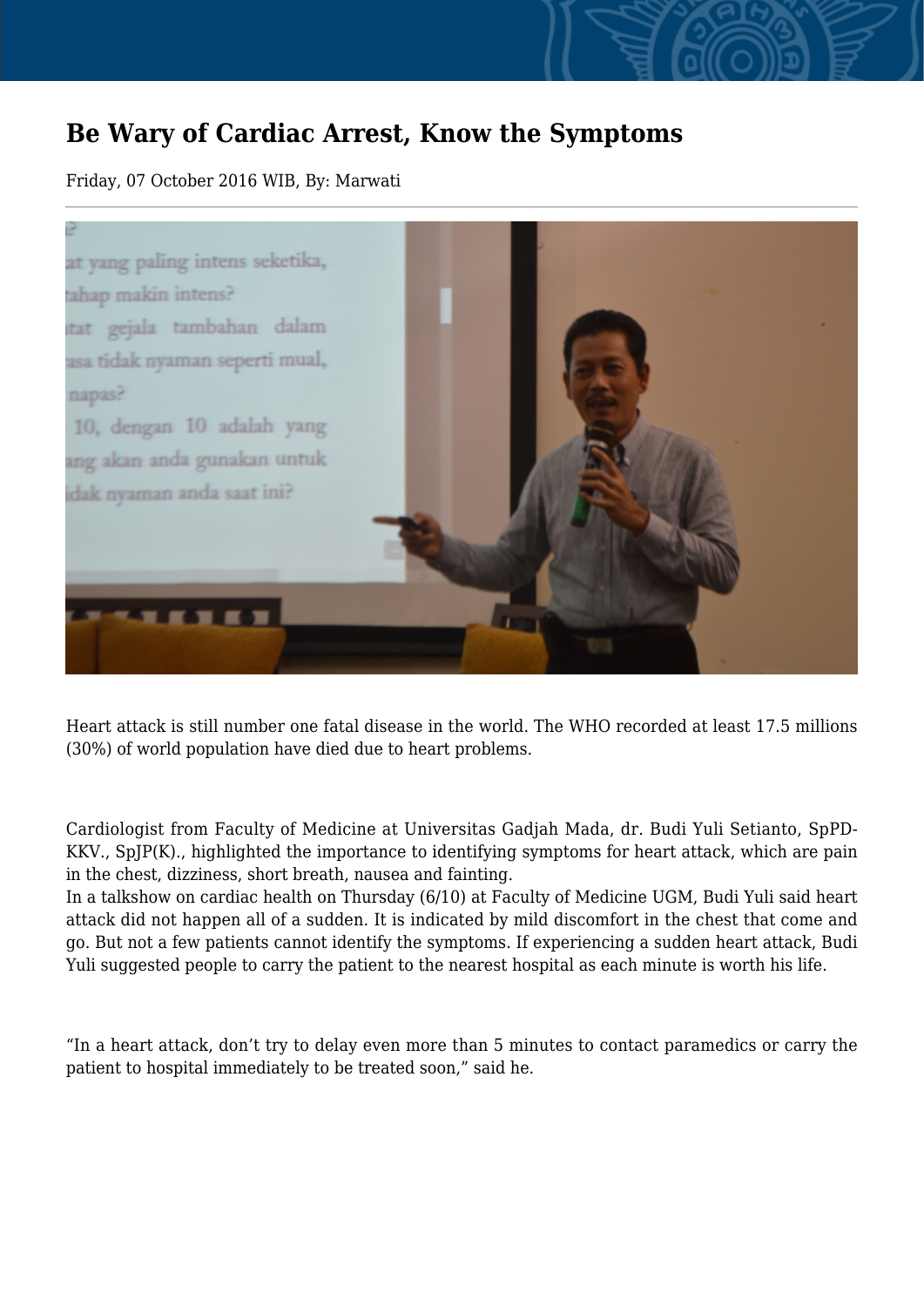# Be Wary of Cardiac Arrest, Know the Symptoms

Friday, 07 October 2016 WIB, By: Marwati

Heart attack is still number one fatal disease in the world. The WHO recorded at least 17.5 millions (30%) of world population have died due to heart problems.

Cardiologist from Faculty of Medicine at Universitas Gadjah Mada, dr. Budi Yuli Setianto, SpPD-KKV., SpJP(K)., highlighted the importance to identifying symptoms for heart attack, which are pain in the chest, dizziness, short breath, nausea and fainting.

In a talkshow on cardiac health on Thursday (6/10) at Faculty of Medicine UGM, Budi Yuli said heart attack did not happen all of a sudden. It is indicated by mild discomfort in the chest that come and go. But not a few patients cannot identify the symptoms. If experiencing a sudden heart attack, Budi Yuli suggested people to carry the patient to the nearest hospital as each minute is worth his life.

"In a heart attack, don't try to delay even more than 5 minutes to contact paramedics or carry the patient to hospital immediately to be treated soon," said he.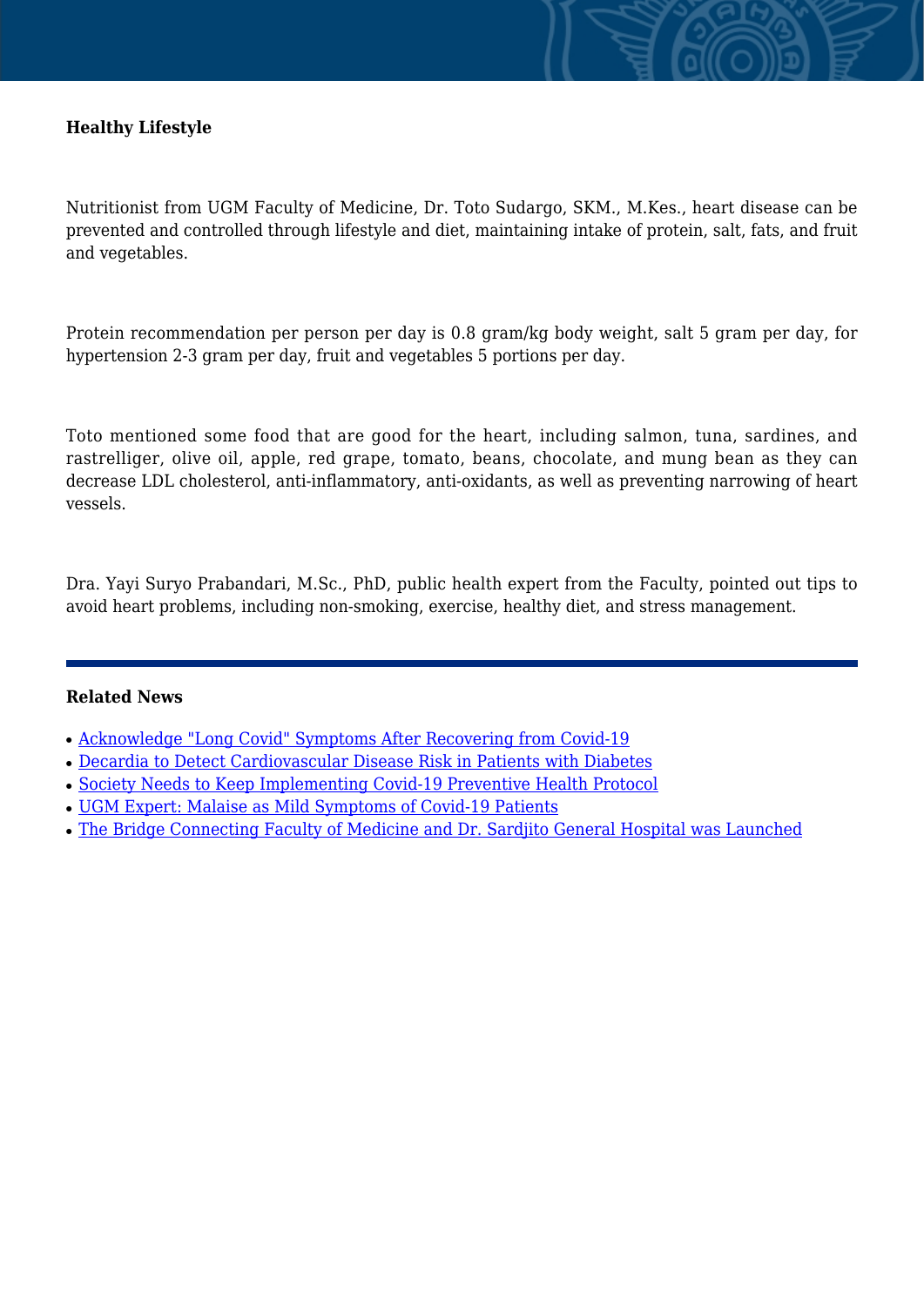**Healthy Lifestyle**

Nutritionist from UGM Faculty of Medicine, Dr. Toto Sudargo, SKM., M.Kes., heart disease can be prevented and controlled through lifestyle and diet, maintaining intake of protein, salt, fats, and fruit and vegetables.

Protein recommendation per person per day is 0.8 gram/kg body weight, salt 5 gram per day, for hypertension 2-3 gram per day, fruit and vegetables 5 portions per day.

Toto mentioned some food that are good for the heart, including salmon, tuna, sardines, and rastrelliger, olive oil, apple, red grape, tomato, beans, chocolate, and mung bean as they can decrease LDL cholesterol, anti-inflammatory, anti-oxidants, as well as preventing narrowing of heart vessels.

Dra. Yayi Suryo Prabandari, M.Sc., PhD, public health expert from the Faculty, pointed out tips to avoid heart problems, including non-smoking, exercise, healthy diet, and stress management.

---

**Related News**

- Acknowledge "Long Covid" Symptoms After Recovering from Covid-19
- Decardia to Detect Cardiovascular Disease Risk in Patients with Diabetes
- Society Needs to Keep Implementing Covid-19 Preventive Health Protocol
- UGM Expert: Malaise as Mild Symptoms of Covid-19 Patients
- The Bridge Connecting Faculty of Medicine and Dr. Sardjito General Hospital was Launched